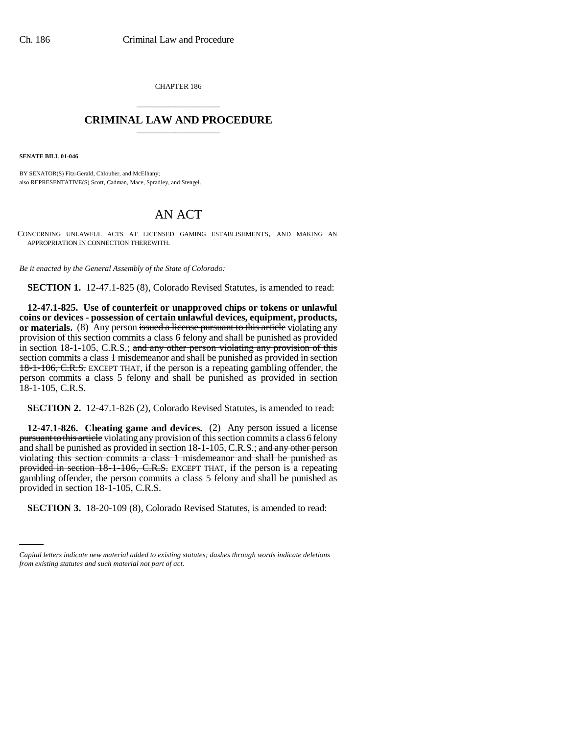CHAPTER 186

# CRIMINAL LAW AND PROCEDURE

**SENATE BILL 01-046**

BY SENATOR(S) Fitz-Gerald, Chlouber, and McElhany;
also REPRESENTATIVE(S) Scott, Cadman, Mace, Spradley, and Stengel.

# AN ACT

CONCERNING UNLAWFUL ACTS AT LICENSED GAMING ESTABLISHMENTS, AND MAKING AN APPROPRIATION IN CONNECTION THEREWITH.

*Be it enacted by the General Assembly of the State of Colorado:*

**SECTION 1.** 12-47.1-825 (8), Colorado Revised Statutes, is amended to read:

**12-47.1-825. Use of counterfeit or unapproved chips or tokens or unlawful coins or devices - possession of certain unlawful devices, equipment, products, or materials.** (8) Any person ~~issued a license pursuant to this article~~ violating any provision of this section commits a class 6 felony and shall be punished as provided in section 18-1-105, C.R.S.; ~~and any other person violating any provision of this section commits a class 1 misdemeanor and shall be punished as provided in section 18-1-106, C.R.S.~~ EXCEPT THAT, if the person is a repeating gambling offender, the person commits a class 5 felony and shall be punished as provided in section 18-1-105, C.R.S.

**SECTION 2.** 12-47.1-826 (2), Colorado Revised Statutes, is amended to read:

**12-47.1-826. Cheating game and devices.** (2) Any person ~~issued a license pursuant to this article~~ violating any provision of this section commits a class 6 felony and shall be punished as provided in section 18-1-105, C.R.S.; ~~and any other person violating this section commits a class 1 misdemeanor and shall be punished as provided in section 18-1-106, C.R.S.~~ EXCEPT THAT, if the person is a repeating gambling offender, the person commits a class 5 felony and shall be punished as provided in section 18-1-105, C.R.S.

**SECTION 3.** 18-20-109 (8), Colorado Revised Statutes, is amended to read:

*Capital letters indicate new material added to existing statutes; dashes through words indicate deletions from existing statutes and such material not part of act.*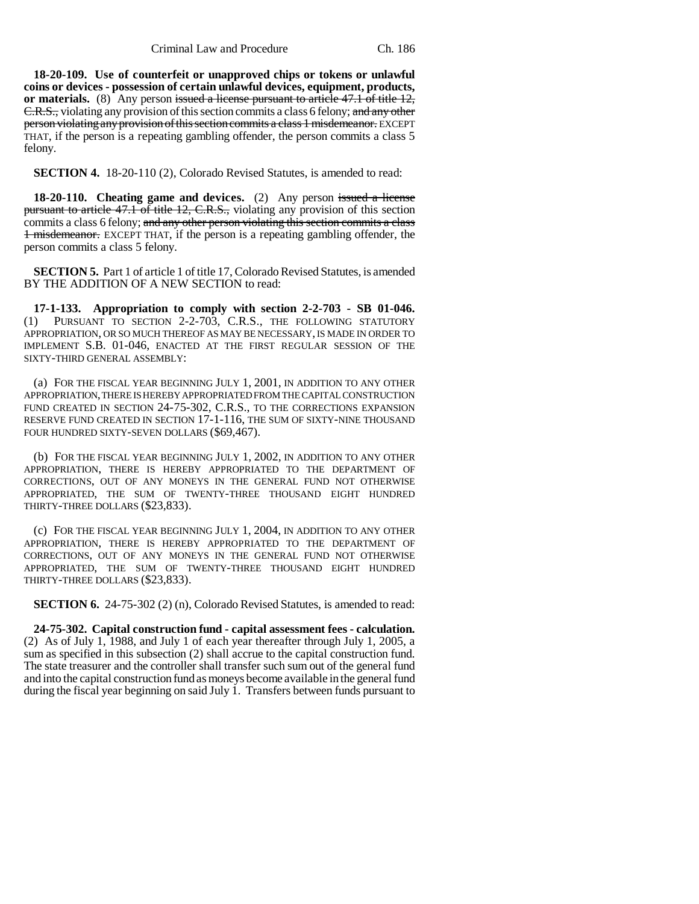**18-20-109. Use of counterfeit or unapproved chips or tokens or unlawful coins or devices - possession of certain unlawful devices, equipment, products, or materials.** (8) Any person ~~issued a license pursuant to article 47.1 of title 12, C.R.S.,~~ violating any provision of this section commits a class 6 felony; ~~and any other person violating any provision of this section commits a class 1 misdemeanor.~~ EXCEPT THAT, if the person is a repeating gambling offender, the person commits a class 5 felony.

**SECTION 4.** 18-20-110 (2), Colorado Revised Statutes, is amended to read:

**18-20-110. Cheating game and devices.** (2) Any person ~~issued a license pursuant to article 47.1 of title 12, C.R.S.,~~ violating any provision of this section commits a class 6 felony; ~~and any other person violating this section commits a class 1 misdemeanor.~~ EXCEPT THAT, if the person is a repeating gambling offender, the person commits a class 5 felony.

**SECTION 5.** Part 1 of article 1 of title 17, Colorado Revised Statutes, is amended BY THE ADDITION OF A NEW SECTION to read:

**17-1-133. Appropriation to comply with section 2-2-703 - SB 01-046.** (1) PURSUANT TO SECTION 2-2-703, C.R.S., THE FOLLOWING STATUTORY APPROPRIATION, OR SO MUCH THEREOF AS MAY BE NECESSARY, IS MADE IN ORDER TO IMPLEMENT S.B. 01-046, ENACTED AT THE FIRST REGULAR SESSION OF THE SIXTY-THIRD GENERAL ASSEMBLY:

(a) FOR THE FISCAL YEAR BEGINNING JULY 1, 2001, IN ADDITION TO ANY OTHER APPROPRIATION, THERE IS HEREBY APPROPRIATED FROM THE CAPITAL CONSTRUCTION FUND CREATED IN SECTION 24-75-302, C.R.S., TO THE CORRECTIONS EXPANSION RESERVE FUND CREATED IN SECTION 17-1-116, THE SUM OF SIXTY-NINE THOUSAND FOUR HUNDRED SIXTY-SEVEN DOLLARS ($69,467).

(b) FOR THE FISCAL YEAR BEGINNING JULY 1, 2002, IN ADDITION TO ANY OTHER APPROPRIATION, THERE IS HEREBY APPROPRIATED TO THE DEPARTMENT OF CORRECTIONS, OUT OF ANY MONEYS IN THE GENERAL FUND NOT OTHERWISE APPROPRIATED, THE SUM OF TWENTY-THREE THOUSAND EIGHT HUNDRED THIRTY-THREE DOLLARS ($23,833).

(c) FOR THE FISCAL YEAR BEGINNING JULY 1, 2004, IN ADDITION TO ANY OTHER APPROPRIATION, THERE IS HEREBY APPROPRIATED TO THE DEPARTMENT OF CORRECTIONS, OUT OF ANY MONEYS IN THE GENERAL FUND NOT OTHERWISE APPROPRIATED, THE SUM OF TWENTY-THREE THOUSAND EIGHT HUNDRED THIRTY-THREE DOLLARS ($23,833).

**SECTION 6.** 24-75-302 (2) (n), Colorado Revised Statutes, is amended to read:

**24-75-302. Capital construction fund - capital assessment fees - calculation.** (2) As of July 1, 1988, and July 1 of each year thereafter through July 1, 2005, a sum as specified in this subsection (2) shall accrue to the capital construction fund. The state treasurer and the controller shall transfer such sum out of the general fund and into the capital construction fund as moneys become available in the general fund during the fiscal year beginning on said July 1. Transfers between funds pursuant to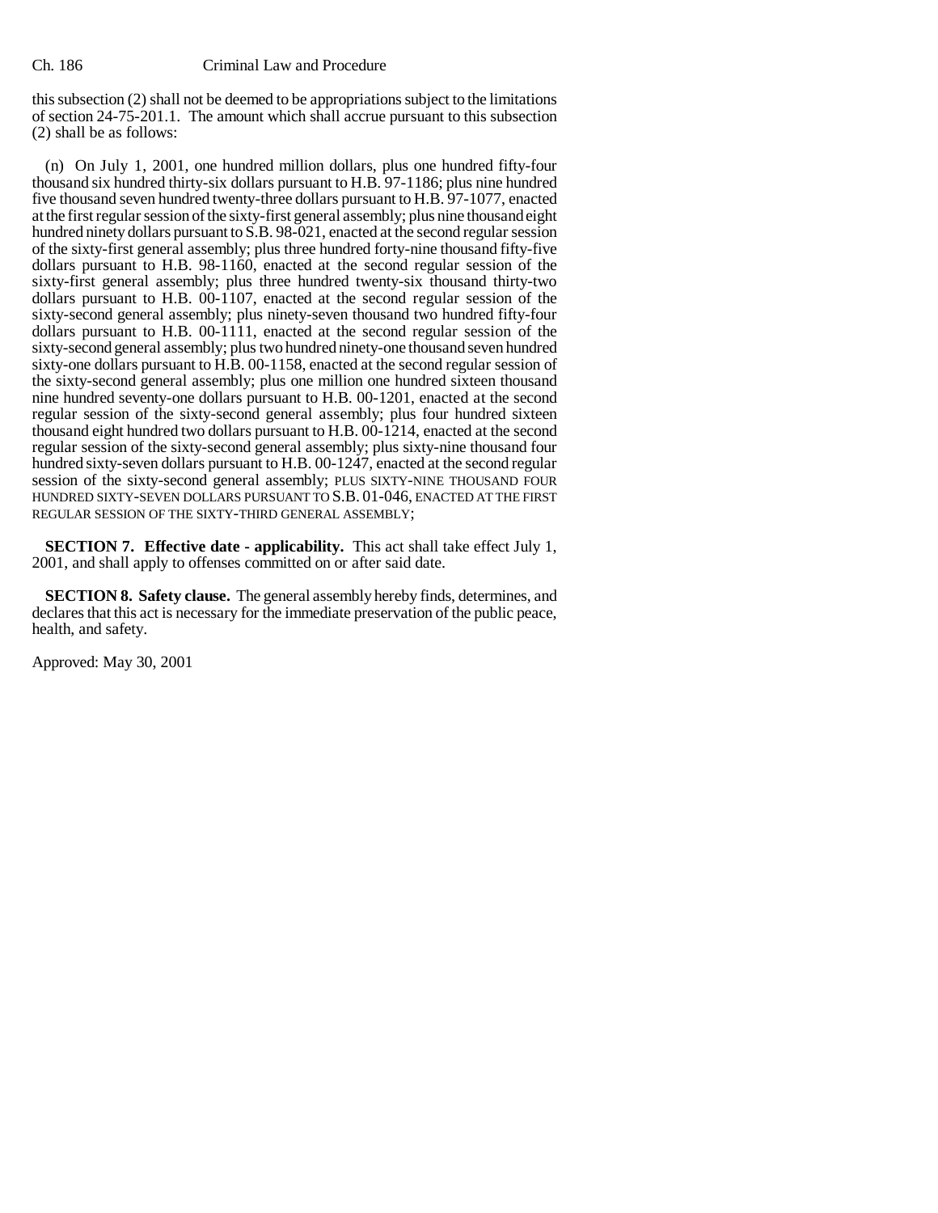this subsection (2) shall not be deemed to be appropriations subject to the limitations of section 24-75-201.1. The amount which shall accrue pursuant to this subsection (2) shall be as follows:

(n) On July 1, 2001, one hundred million dollars, plus one hundred fifty-four thousand six hundred thirty-six dollars pursuant to H.B. 97-1186; plus nine hundred five thousand seven hundred twenty-three dollars pursuant to H.B. 97-1077, enacted at the first regular session of the sixty-first general assembly; plus nine thousand eight hundred ninety dollars pursuant to S.B. 98-021, enacted at the second regular session of the sixty-first general assembly; plus three hundred forty-nine thousand fifty-five dollars pursuant to H.B. 98-1160, enacted at the second regular session of the sixty-first general assembly; plus three hundred twenty-six thousand thirty-two dollars pursuant to H.B. 00-1107, enacted at the second regular session of the sixty-second general assembly; plus ninety-seven thousand two hundred fifty-four dollars pursuant to H.B. 00-1111, enacted at the second regular session of the sixty-second general assembly; plus two hundred ninety-one thousand seven hundred sixty-one dollars pursuant to H.B. 00-1158, enacted at the second regular session of the sixty-second general assembly; plus one million one hundred sixteen thousand nine hundred seventy-one dollars pursuant to H.B. 00-1201, enacted at the second regular session of the sixty-second general assembly; plus four hundred sixteen thousand eight hundred two dollars pursuant to H.B. 00-1214, enacted at the second regular session of the sixty-second general assembly; plus sixty-nine thousand four hundred sixty-seven dollars pursuant to H.B. 00-1247, enacted at the second regular session of the sixty-second general assembly; PLUS SIXTY-NINE THOUSAND FOUR HUNDRED SIXTY-SEVEN DOLLARS PURSUANT TO S.B. 01-046, ENACTED AT THE FIRST REGULAR SESSION OF THE SIXTY-THIRD GENERAL ASSEMBLY;

**SECTION 7. Effective date - applicability.** This act shall take effect July 1, 2001, and shall apply to offenses committed on or after said date.

**SECTION 8. Safety clause.** The general assembly hereby finds, determines, and declares that this act is necessary for the immediate preservation of the public peace, health, and safety.

Approved: May 30, 2001